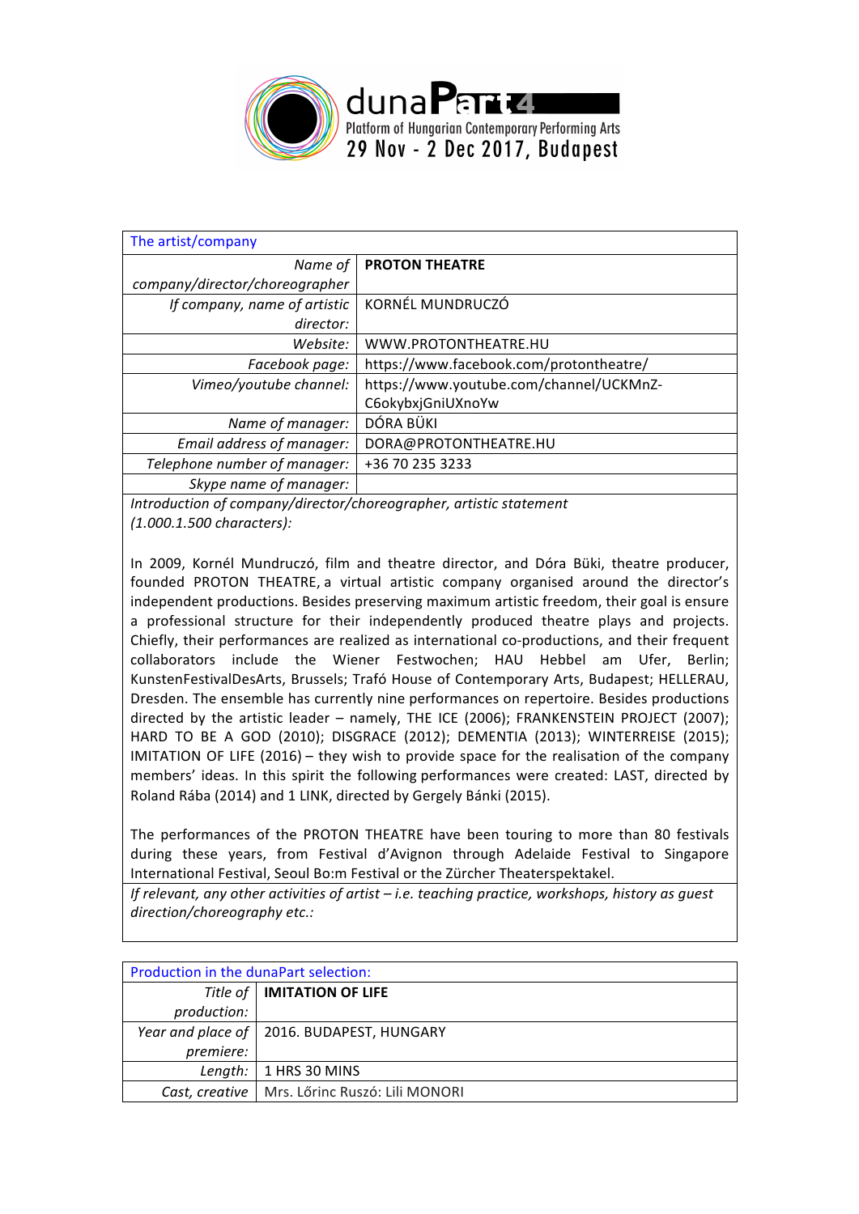dunaPart 4
Platform of Hungarian Contemporary Performing Arts
29 Nov - 2 Dec 2017, Budapest

| The artist/company | |
|---|---|
| *Name of company/director/choreographer* | **PROTON THEATRE** |
| *If company, name of artistic director:* | KORNÉL MUNDRUCZÓ |
| *Website:* | WWW.PROTONTHEATRE.HU |
| *Facebook page:* | https://www.facebook.com/protontheatre/ |
| *Vimeo/youtube channel:* | https://www.youtube.com/channel/UCKMnZ-C6okybxjGniUXnoYw |
| *Name of manager:* | DÓRA BÜKI |
| *Email address of manager:* | DORA@PROTONTHEATRE.HU |
| *Telephone number of manager:* | +36 70 235 3233 |
| *Skype name of manager:* | |

*Introduction of company/director/choreographer, artistic statement (1.000.1.500 characters):*

In 2009, Kornél Mundruczó, film and theatre director, and Dóra Büki, theatre producer, founded PROTON THEATRE, a virtual artistic company organised around the director's independent productions. Besides preserving maximum artistic freedom, their goal is ensure a professional structure for their independently produced theatre plays and projects. Chiefly, their performances are realized as international co-productions, and their frequent collaborators include the Wiener Festwochen; HAU Hebbel am Ufer, Berlin; KunstenFestivalDesArts, Brussels; Trafó House of Contemporary Arts, Budapest; HELLERAU, Dresden. The ensemble has currently nine performances on repertoire. Besides productions directed by the artistic leader – namely, THE ICE (2006); FRANKENSTEIN PROJECT (2007); HARD TO BE A GOD (2010); DISGRACE (2012); DEMENTIA (2013); WINTERREISE (2015); IMITATION OF LIFE (2016) – they wish to provide space for the realisation of the company members' ideas. In this spirit the following performances were created: LAST, directed by Roland Rába (2014) and 1 LINK, directed by Gergely Bánki (2015).

The performances of the PROTON THEATRE have been touring to more than 80 festivals during these years, from Festival d'Avignon through Adelaide Festival to Singapore International Festival, Seoul Bo:m Festival or the Zürcher Theaterspektakel.

*If relevant, any other activities of artist – i.e. teaching practice, workshops, history as guest direction/choreography etc.:*

| Production in the dunaPart selection: | |
|---|---|
| *Title of production:* | **IMITATION OF LIFE** |
| *Year and place of premiere:* | 2016. BUDAPEST, HUNGARY |
| *Length:* | 1 HRS 30 MINS |
| *Cast, creative* | Mrs. Lőrinc Ruszó: Lili MONORI |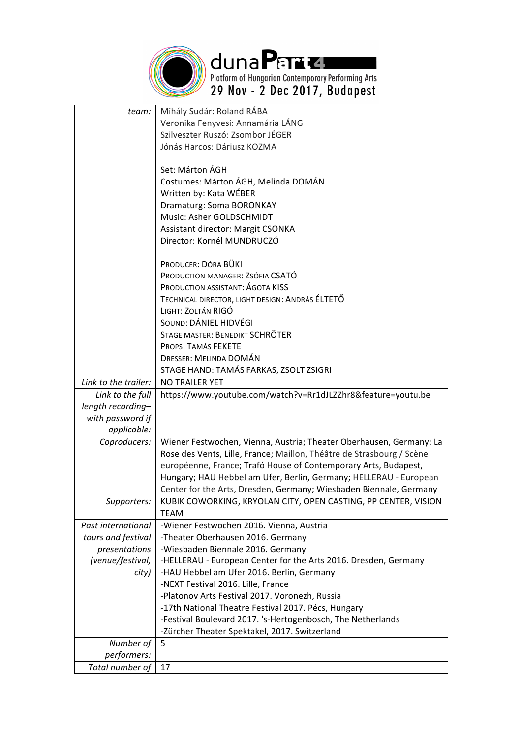| | |
|---|---|
| *team:* | Mihály Sudár: Roland RÁBA<br>Veronika Fenyvesi: Annamária LÁNG<br>Szilveszter Ruszó: Zsombor JÉGER<br>Jónás Harcos: Dáriusz KOZMA<br><br>Set: Márton ÁGH<br>Costumes: Márton ÁGH, Melinda DOMÁN<br>Written by: Kata WÉBER<br>Dramaturg: Soma BORONKAY<br>Music: Asher GOLDSCHMIDT<br>Assistant director: Margit CSONKA<br>Director: Kornél MUNDRUCZÓ<br><br>PRODUCER: DÓRA BÜKI<br>PRODUCTION MANAGER: ZSÓFIA CSATÓ<br>PRODUCTION ASSISTANT: ÁGOTA KISS<br>TECHNICAL DIRECTOR, LIGHT DESIGN: ANDRÁS ÉLTETŐ<br>LIGHT: ZOLTÁN RIGÓ<br>SOUND: DÁNIEL HIDVÉGI<br>STAGE MASTER: BENEDIKT SCHRÖTER<br>PROPS: TAMÁS FEKETE<br>DRESSER: MELINDA DOMÁN<br>STAGE HAND: TAMÁS FARKAS, ZSOLT ZSIGRI |
| *Link to the trailer:* | NO TRAILER YET |
| *Link to the full length recording– with password if applicable:* | https://www.youtube.com/watch?v=Rr1dJLZZhr8&feature=youtu.be |
| *Coproducers:* | Wiener Festwochen, Vienna, Austria; Theater Oberhausen, Germany; La Rose des Vents, Lille, France; Maillon, Théâtre de Strasbourg / Scène européenne, France; Trafó House of Contemporary Arts, Budapest, Hungary; HAU Hebbel am Ufer, Berlin, Germany; HELLERAU - European Center for the Arts, Dresden, Germany; Wiesbaden Biennale, Germany |
| *Supporters:* | KUBIK COWORKING, KRYOLAN CITY, OPEN CASTING, PP CENTER, VISION TEAM |
| *Past international tours and festival presentations (venue/festival, city)* | -Wiener Festwochen 2016. Vienna, Austria<br>-Theater Oberhausen 2016. Germany<br>-Wiesbaden Biennale 2016. Germany<br>-HELLERAU - European Center for the Arts 2016. Dresden, Germany<br>-HAU Hebbel am Ufer 2016. Berlin, Germany<br>-NEXT Festival 2016. Lille, France<br>-Platonov Arts Festival 2017. Voronezh, Russia<br>-17th National Theatre Festival 2017. Pécs, Hungary<br>-Festival Boulevard 2017. 's-Hertogenbosch, The Netherlands<br>-Zürcher Theater Spektakel, 2017. Switzerland |
| *Number of performers:* | 5 |
| *Total number of* | 17 |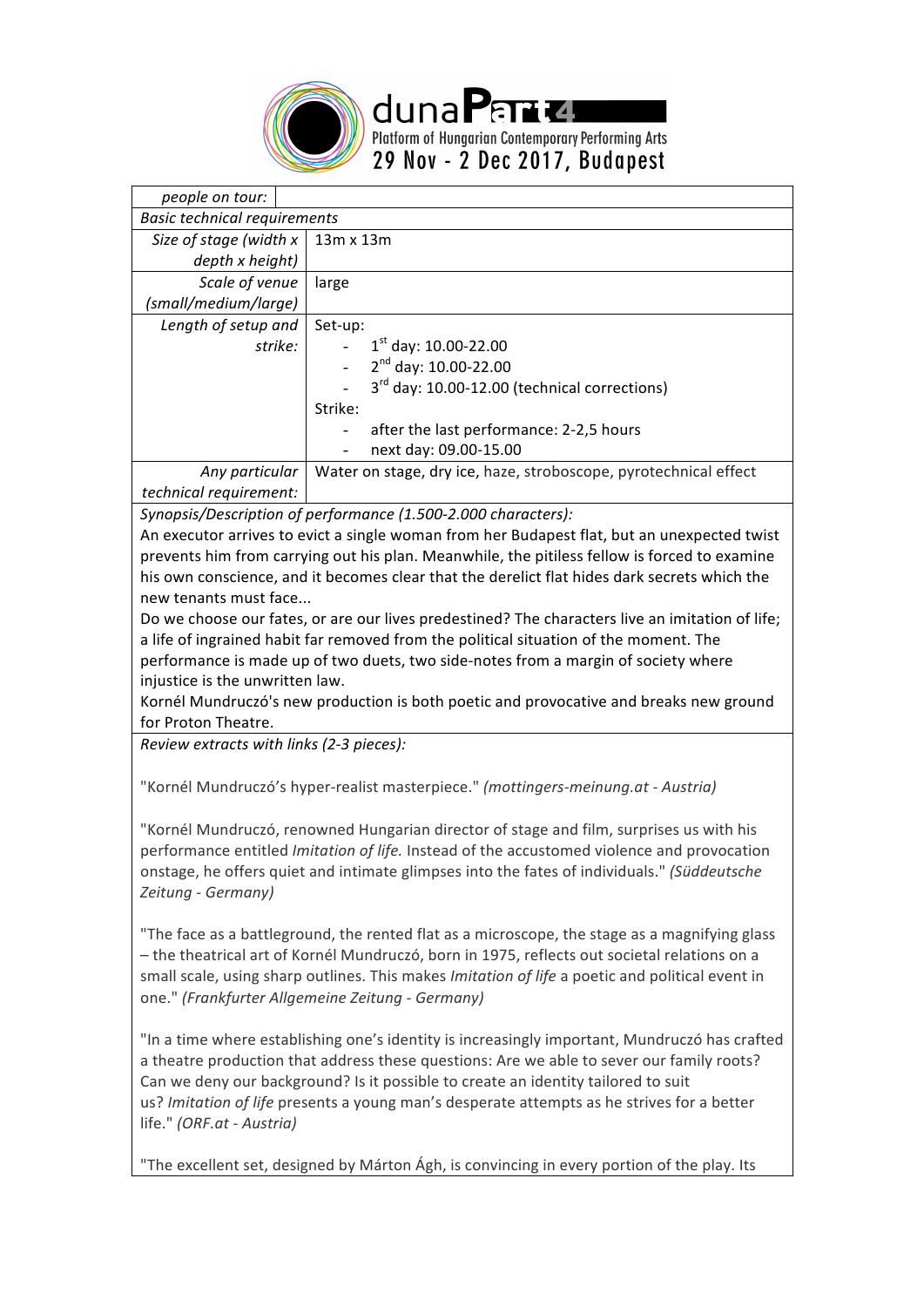duna**Part**4
Platform of Hungarian Contemporary Performing Arts
29 Nov - 2 Dec 2017, Budapest

| *people on tour:* | |
|---|---|
| *Basic technical requirements* | |
| *Size of stage (width x depth x height)* | 13m x 13m |
| *Scale of venue (small/medium/large)* | large |
| *Length of setup and strike:* | Set-up:<br>- 1st day: 10.00-22.00<br>- 2nd day: 10.00-22.00<br>- 3rd day: 10.00-12.00 (technical corrections)<br>Strike:<br>- after the last performance: 2-2,5 hours<br>- next day: 09.00-15.00 |
| *Any particular technical requirement:* | Water on stage, dry ice, haze, stroboscope, pyrotechnical effect |

*Synopsis/Description of performance (1.500-2.000 characters):*

An executor arrives to evict a single woman from her Budapest flat, but an unexpected twist prevents him from carrying out his plan. Meanwhile, the pitiless fellow is forced to examine his own conscience, and it becomes clear that the derelict flat hides dark secrets which the new tenants must face...

Do we choose our fates, or are our lives predestined? The characters live an imitation of life; a life of ingrained habit far removed from the political situation of the moment. The performance is made up of two duets, two side-notes from a margin of society where injustice is the unwritten law.

Kornél Mundruczó's new production is both poetic and provocative and breaks new ground for Proton Theatre.

*Review extracts with links (2-3 pieces):*

"Kornél Mundruczó's hyper-realist masterpiece." *(mottingers-meinung.at - Austria)*

"Kornél Mundruczó, renowned Hungarian director of stage and film, surprises us with his performance entitled *Imitation of life.* Instead of the accustomed violence and provocation onstage, he offers quiet and intimate glimpses into the fates of individuals." *(Süddeutsche Zeitung - Germany)*

"The face as a battleground, the rented flat as a microscope, the stage as a magnifying glass – the theatrical art of Kornél Mundruczó, born in 1975, reflects out societal relations on a small scale, using sharp outlines. This makes *Imitation of life* a poetic and political event in one." *(Frankfurter Allgemeine Zeitung - Germany)*

"In a time where establishing one's identity is increasingly important, Mundruczó has crafted a theatre production that address these questions: Are we able to sever our family roots? Can we deny our background? Is it possible to create an identity tailored to suit us? *Imitation of life* presents a young man's desperate attempts as he strives for a better life." *(ORF.at - Austria)*

"The excellent set, designed by Márton Ágh, is convincing in every portion of the play. Its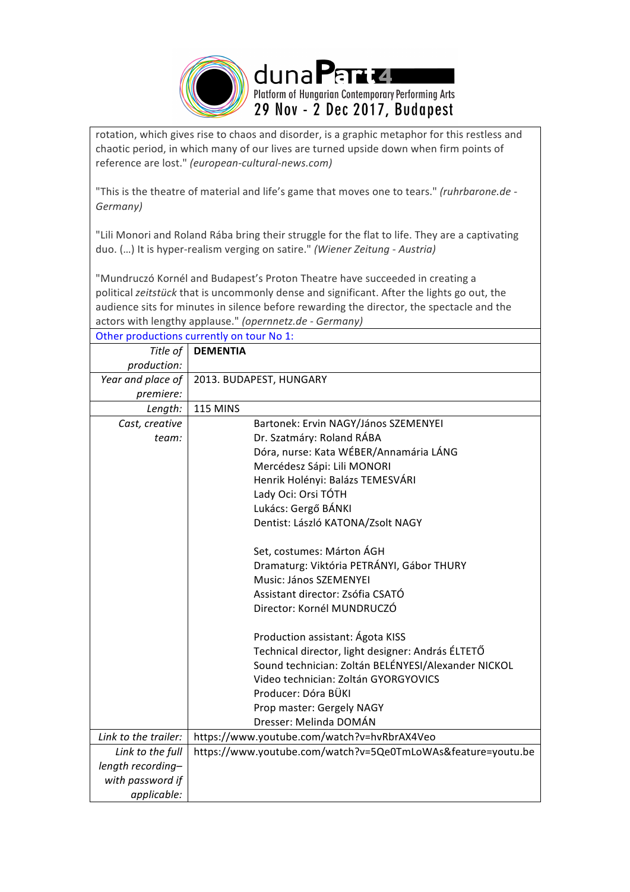rotation, which gives rise to chaos and disorder, is a graphic metaphor for this restless and chaotic period, in which many of our lives are turned upside down when firm points of reference are lost." *(european-cultural-news.com)*

"This is the theatre of material and life's game that moves one to tears." *(ruhrbarone.de - Germany)*

"Lili Monori and Roland Rába bring their struggle for the flat to life. They are a captivating duo. (…) It is hyper-realism verging on satire." *(Wiener Zeitung - Austria)*

"Mundruczó Kornél and Budapest's Proton Theatre have succeeded in creating a political *zeitstück* that is uncommonly dense and significant. After the lights go out, the audience sits for minutes in silence before rewarding the director, the spectacle and the actors with lengthy applause." *(opernnetz.de - Germany)*

Other productions currently on tour No 1:

| | |
|---|---|
| *Title of production:* | **DEMENTIA** |
| *Year and place of premiere:* | 2013. BUDAPEST, HUNGARY |
| *Length:* | 115 MINS |
| *Cast, creative team:* | Bartonek: Ervin NAGY/János SZEMENYEI<br>Dr. Szatmáry: Roland RÁBA<br>Dóra, nurse: Kata WÉBER/Annamária LÁNG<br>Mercédesz Sápi: Lili MONORI<br>Henrik Holényi: Balázs TEMESVÁRI<br>Lady Oci: Orsi TÓTH<br>Lukács: Gergő BÁNKI<br>Dentist: László KATONA/Zsolt NAGY<br><br>Set, costumes: Márton ÁGH<br>Dramaturg: Viktória PETRÁNYI, Gábor THURY<br>Music: János SZEMENYEI<br>Assistant director: Zsófia CSATÓ<br>Director: Kornél MUNDRUCZÓ<br><br>Production assistant: Ágota KISS<br>Technical director, light designer: András ÉLTETŐ<br>Sound technician: Zoltán BELÉNYESI/Alexander NICKOL<br>Video technician: Zoltán GYORGYOVICS<br>Producer: Dóra BÜKI<br>Prop master: Gergely NAGY<br>Dresser: Melinda DOMÁN |
| *Link to the trailer:* | https://www.youtube.com/watch?v=hvRbrAX4Veo |
| *Link to the full length recording– with password if applicable:* | https://www.youtube.com/watch?v=5Qe0TmLoWAs&feature=youtu.be |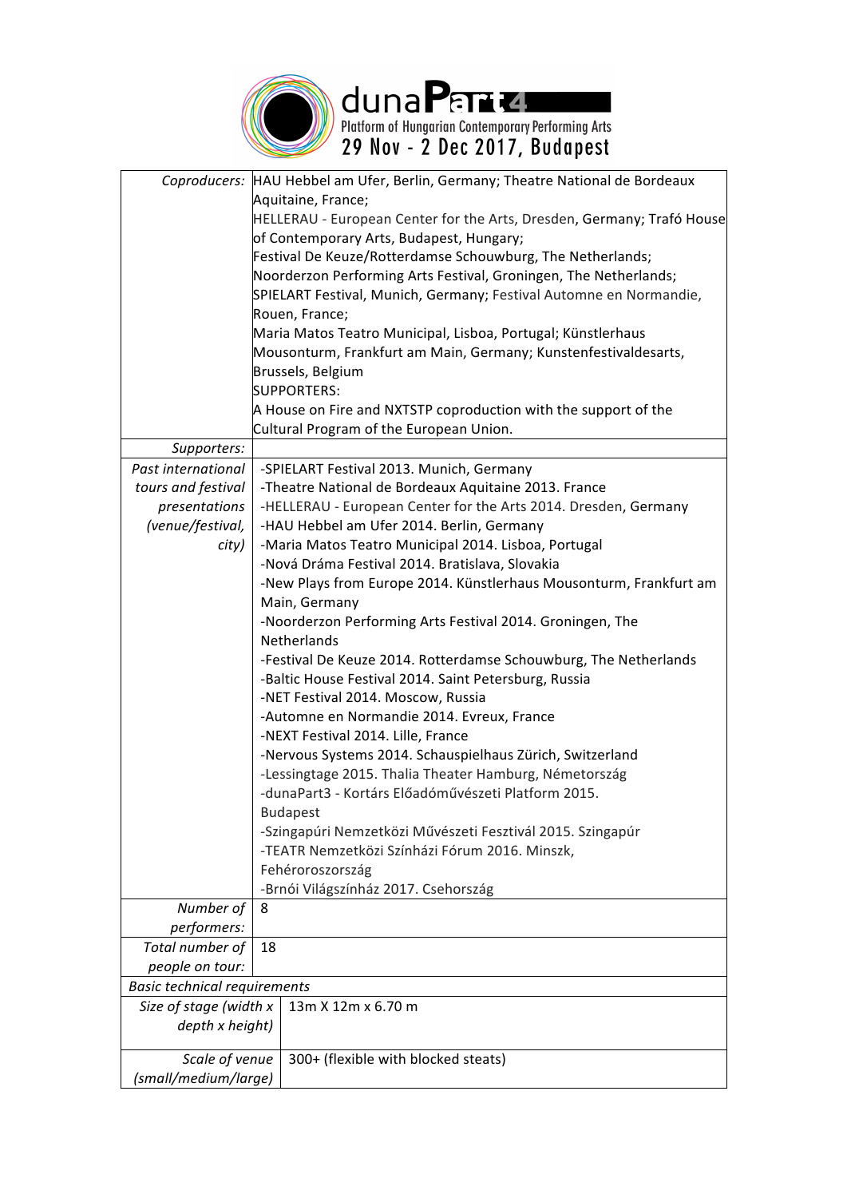dunaPart4
Platform of Hungarian Contemporary Performing Arts
29 Nov - 2 Dec 2017, Budapest

| | |
|---|---|
| *Coproducers:* | HAU Hebbel am Ufer, Berlin, Germany; Theatre National de Bordeaux Aquitaine, France; HELLERAU - European Center for the Arts, Dresden, Germany; Trafó House of Contemporary Arts, Budapest, Hungary; Festival De Keuze/Rotterdamse Schouwburg, The Netherlands; Noorderzon Performing Arts Festival, Groningen, The Netherlands; SPIELART Festival, Munich, Germany; Festival Automne en Normandie, Rouen, France; Maria Matos Teatro Municipal, Lisboa, Portugal; Künstlerhaus Mousonturm, Frankfurt am Main, Germany; Kunstenfestivaldesarts, Brussels, Belgium<br>SUPPORTERS:<br>A House on Fire and NXTSTP coproduction with the support of the Cultural Program of the European Union. |
| *Supporters:* | |
| *Past international tours and festival presentations (venue/festival, city)* | -SPIELART Festival 2013. Munich, Germany<br>-Theatre National de Bordeaux Aquitaine 2013. France<br>-HELLERAU - European Center for the Arts 2014. Dresden, Germany<br>-HAU Hebbel am Ufer 2014. Berlin, Germany<br>-Maria Matos Teatro Municipal 2014. Lisboa, Portugal<br>-Nová Dráma Festival 2014. Bratislava, Slovakia<br>-New Plays from Europe 2014. Künstlerhaus Mousonturm, Frankfurt am Main, Germany<br>-Noorderzon Performing Arts Festival 2014. Groningen, The Netherlands<br>-Festival De Keuze 2014. Rotterdamse Schouwburg, The Netherlands<br>-Baltic House Festival 2014. Saint Petersburg, Russia<br>-NET Festival 2014. Moscow, Russia<br>-Automne en Normandie 2014. Evreux, France<br>-NEXT Festival 2014. Lille, France<br>-Nervous Systems 2014. Schauspielhaus Zürich, Switzerland<br>-Lessingtage 2015. Thalia Theater Hamburg, Németország<br>-dunaPart3 - Kortárs Előadóművészeti Platform 2015. Budapest<br>-Szingapúri Nemzetközi Művészeti Fesztivál 2015. Szingapúr<br>-TEATR Nemzetközi Színházi Fórum 2016. Minszk, Fehéroroszország<br>-Brnói Világszínház 2017. Csehország |
| *Number of performers:* | 8 |
| *Total number of people on tour:* | 18 |
| *Basic technical requirements* | |
| *Size of stage (width x depth x height)* | 13m X 12m x 6.70 m |
| *Scale of venue (small/medium/large)* | 300+ (flexible with blocked steats) |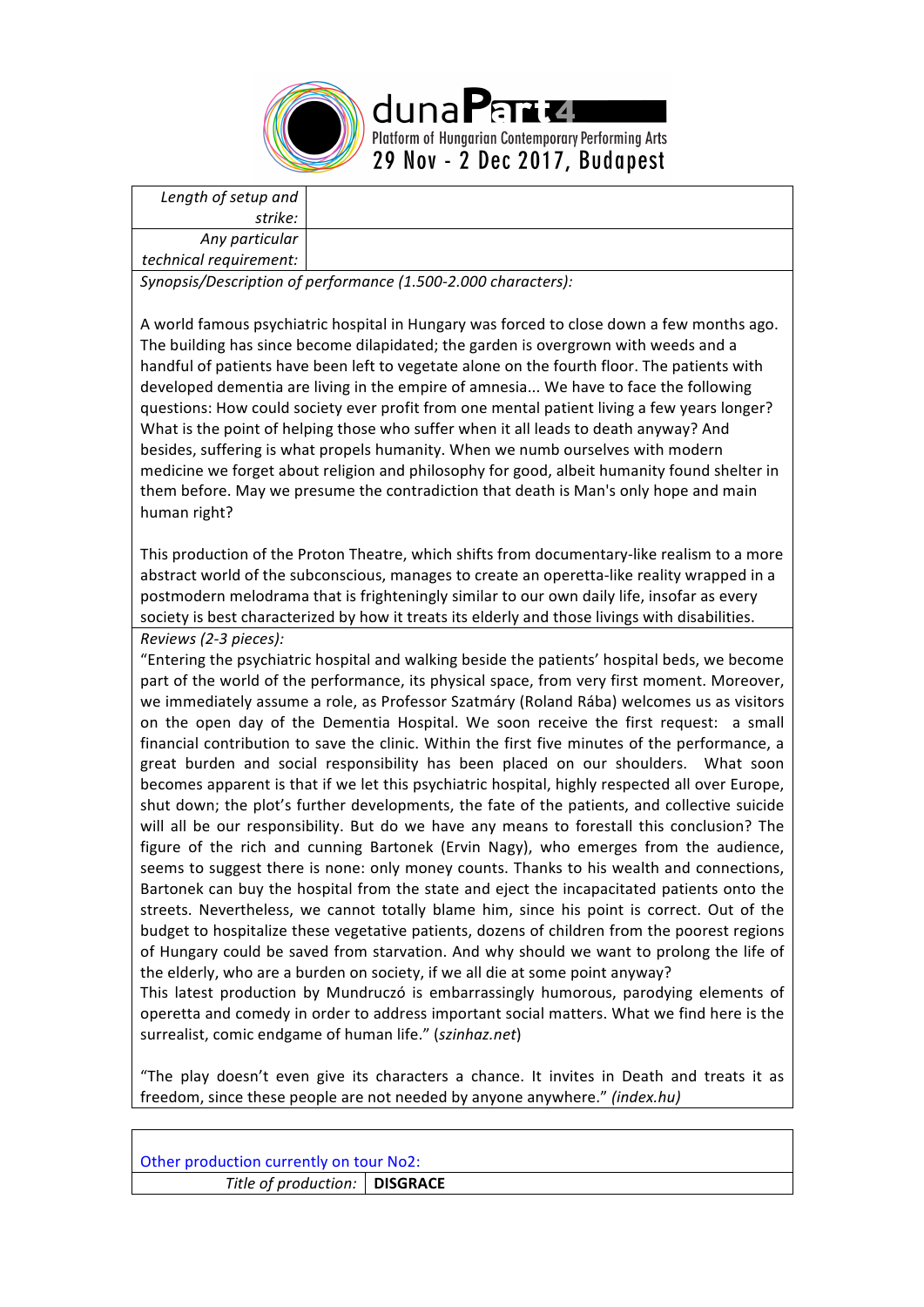| | |
|---|---|
| *Length of setup and strike:* | |
| *Any particular technical requirement:* | |

*Synopsis/Description of performance (1.500-2.000 characters):*

A world famous psychiatric hospital in Hungary was forced to close down a few months ago. The building has since become dilapidated; the garden is overgrown with weeds and a handful of patients have been left to vegetate alone on the fourth floor. The patients with developed dementia are living in the empire of amnesia... We have to face the following questions: How could society ever profit from one mental patient living a few years longer? What is the point of helping those who suffer when it all leads to death anyway? And besides, suffering is what propels humanity. When we numb ourselves with modern medicine we forget about religion and philosophy for good, albeit humanity found shelter in them before. May we presume the contradiction that death is Man's only hope and main human right?

This production of the Proton Theatre, which shifts from documentary-like realism to a more abstract world of the subconscious, manages to create an operetta-like reality wrapped in a postmodern melodrama that is frighteningly similar to our own daily life, insofar as every society is best characterized by how it treats its elderly and those livings with disabilities.

*Reviews (2-3 pieces):*

"Entering the psychiatric hospital and walking beside the patients' hospital beds, we become part of the world of the performance, its physical space, from very first moment. Moreover, we immediately assume a role, as Professor Szatmáry (Roland Rába) welcomes us as visitors on the open day of the Dementia Hospital. We soon receive the first request: a small financial contribution to save the clinic. Within the first five minutes of the performance, a great burden and social responsibility has been placed on our shoulders. What soon becomes apparent is that if we let this psychiatric hospital, highly respected all over Europe, shut down; the plot's further developments, the fate of the patients, and collective suicide will all be our responsibility. But do we have any means to forestall this conclusion? The figure of the rich and cunning Bartonek (Ervin Nagy), who emerges from the audience, seems to suggest there is none: only money counts. Thanks to his wealth and connections, Bartonek can buy the hospital from the state and eject the incapacitated patients onto the streets. Nevertheless, we cannot totally blame him, since his point is correct. Out of the budget to hospitalize these vegetative patients, dozens of children from the poorest regions of Hungary could be saved from starvation. And why should we want to prolong the life of the elderly, who are a burden on society, if we all die at some point anyway?
This latest production by Mundruczó is embarrassingly humorous, parodying elements of operetta and comedy in order to address important social matters. What we find here is the surrealist, comic endgame of human life." (*szinhaz.net*)

"The play doesn't even give its characters a chance. It invites in Death and treats it as freedom, since these people are not needed by anyone anywhere." *(index.hu)*

Other production currently on tour No2:

| | |
|---|---|
| *Title of production:* | **DISGRACE** |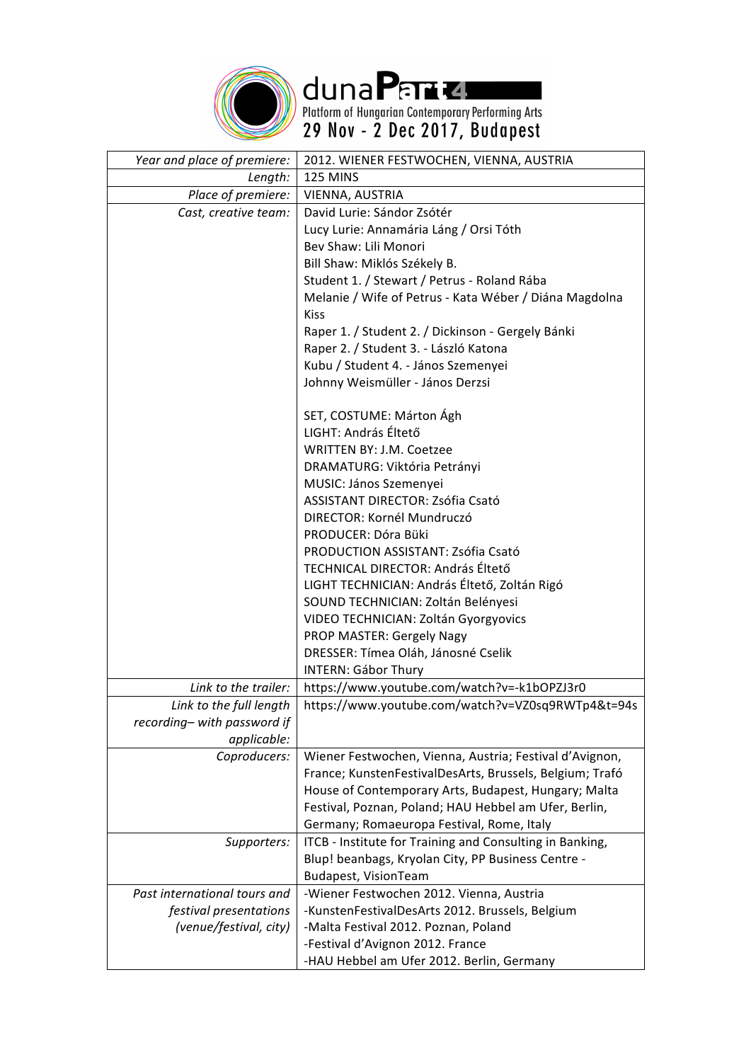| Year and place of premiere: | 2012. WIENER FESTWOCHEN, VIENNA, AUSTRIA |
|---|---|
| Length: | 125 MINS |
| Place of premiere: | VIENNA, AUSTRIA |
| Cast, creative team: | David Lurie: Sándor Zsótér<br>Lucy Lurie: Annamária Láng / Orsi Tóth<br>Bev Shaw: Lili Monori<br>Bill Shaw: Miklós Székely B.<br>Student 1. / Stewart / Petrus - Roland Rába<br>Melanie / Wife of Petrus - Kata Wéber / Diána Magdolna Kiss<br>Raper 1. / Student 2. / Dickinson - Gergely Bánki<br>Raper 2. / Student 3. - László Katona<br>Kubu / Student 4. - János Szemenyei<br>Johnny Weismüller - János Derzsi<br><br>SET, COSTUME: Márton Ágh<br>LIGHT: András Éltető<br>WRITTEN BY: J.M. Coetzee<br>DRAMATURG: Viktória Petrányi<br>MUSIC: János Szemenyei<br>ASSISTANT DIRECTOR: Zsófia Csató<br>DIRECTOR: Kornél Mundruczó<br>PRODUCER: Dóra Büki<br>PRODUCTION ASSISTANT: Zsófia Csató<br>TECHNICAL DIRECTOR: András Éltető<br>LIGHT TECHNICIAN: András Éltető, Zoltán Rigó<br>SOUND TECHNICIAN: Zoltán Belényesi<br>VIDEO TECHNICIAN: Zoltán Gyorgyovics<br>PROP MASTER: Gergely Nagy<br>DRESSER: Tímea Oláh, Jánosné Cselik<br>INTERN: Gábor Thury |
| Link to the trailer: | https://www.youtube.com/watch?v=-k1bOPZJ3r0 |
| Link to the full length recording– with password if applicable: | https://www.youtube.com/watch?v=VZ0sq9RWTp4&t=94s |
| Coproducers: | Wiener Festwochen, Vienna, Austria; Festival d'Avignon, France; KunstenFestivalDesArts, Brussels, Belgium; Trafó House of Contemporary Arts, Budapest, Hungary; Malta Festival, Poznan, Poland; HAU Hebbel am Ufer, Berlin, Germany; Romaeuropa Festival, Rome, Italy |
| Supporters: | ITCB - Institute for Training and Consulting in Banking, Blup! beanbags, Kryolan City, PP Business Centre - Budapest, VisionTeam |
| Past international tours and festival presentations (venue/festival, city) | -Wiener Festwochen 2012. Vienna, Austria<br>-KunstenFestivalDesArts 2012. Brussels, Belgium<br>-Malta Festival 2012. Poznan, Poland<br>-Festival d'Avignon 2012. France<br>-HAU Hebbel am Ufer 2012. Berlin, Germany |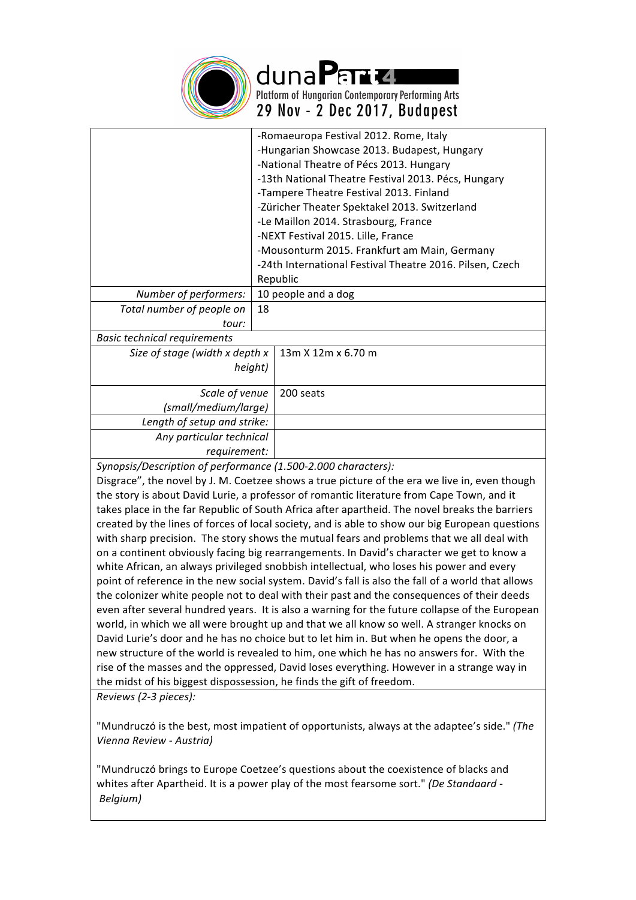| | |
|---|---|
| | -Romaeuropa Festival 2012. Rome, Italy<br>-Hungarian Showcase 2013. Budapest, Hungary<br>-National Theatre of Pécs 2013. Hungary<br>-13th National Theatre Festival 2013. Pécs, Hungary<br>-Tampere Theatre Festival 2013. Finland<br>-Züricher Theater Spektakel 2013. Switzerland<br>-Le Maillon 2014. Strasbourg, France<br>-NEXT Festival 2015. Lille, France<br>-Mousonturm 2015. Frankfurt am Main, Germany<br>-24th International Festival Theatre 2016. Pilsen, Czech Republic |
| *Number of performers:* | 10 people and a dog |
| *Total number of people on tour:* | 18 |
| *Basic technical requirements* | |
| *Size of stage (width x depth x height)* | 13m X 12m x 6.70 m |
| *Scale of venue (small/medium/large)* | 200 seats |
| *Length of setup and strike:* | |
| *Any particular technical requirement:* | |

*Synopsis/Description of performance (1.500-2.000 characters):*

Disgrace", the novel by J. M. Coetzee shows a true picture of the era we live in, even though the story is about David Lurie, a professor of romantic literature from Cape Town, and it takes place in the far Republic of South Africa after apartheid. The novel breaks the barriers created by the lines of forces of local society, and is able to show our big European questions with sharp precision. The story shows the mutual fears and problems that we all deal with on a continent obviously facing big rearrangements. In David's character we get to know a white African, an always privileged snobbish intellectual, who loses his power and every point of reference in the new social system. David's fall is also the fall of a world that allows the colonizer white people not to deal with their past and the consequences of their deeds even after several hundred years. It is also a warning for the future collapse of the European world, in which we all were brought up and that we all know so well. A stranger knocks on David Lurie's door and he has no choice but to let him in. But when he opens the door, a new structure of the world is revealed to him, one which he has no answers for. With the rise of the masses and the oppressed, David loses everything. However in a strange way in the midst of his biggest dispossession, he finds the gift of freedom.

*Reviews (2-3 pieces):*

"Mundruczó is the best, most impatient of opportunists, always at the adaptee's side." *(The Vienna Review - Austria)*

"Mundruczó brings to Europe Coetzee's questions about the coexistence of blacks and whites after Apartheid. It is a power play of the most fearsome sort." *(De Standaard - Belgium)*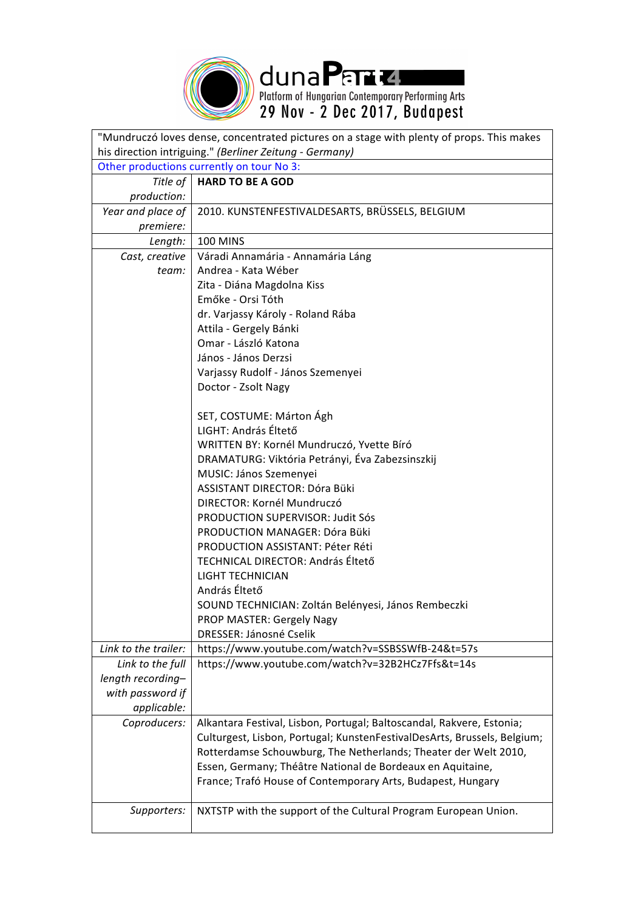"Mundruczó loves dense, concentrated pictures on a stage with plenty of props. This makes his direction intriguing." *(Berliner Zeitung - Germany)*

Other productions currently on tour No 3:

| *Title of production:* | **HARD TO BE A GOD** |
|---|---|
| *Year and place of premiere:* | 2010. KUNSTENFESTIVALDESARTS, BRÜSSELS, BELGIUM |
| *Length:* | 100 MINS |
| *Cast, creative team:* | Váradi Annamária - Annamária Láng<br>Andrea - Kata Wéber<br>Zita - Diána Magdolna Kiss<br>Emőke - Orsi Tóth<br>dr. Varjassy Károly - Roland Rába<br>Attila - Gergely Bánki<br>Omar - László Katona<br>János - János Derzsi<br>Varjassy Rudolf - János Szemenyei<br>Doctor - Zsolt Nagy<br><br>SET, COSTUME: Márton Ágh<br>LIGHT: András Éltető<br>WRITTEN BY: Kornél Mundruczó, Yvette Bíró<br>DRAMATURG: Viktória Petrányi, Éva Zabezsinszkij<br>MUSIC: János Szemenyei<br>ASSISTANT DIRECTOR: Dóra Büki<br>DIRECTOR: Kornél Mundruczó<br>PRODUCTION SUPERVISOR: Judit Sós<br>PRODUCTION MANAGER: Dóra Büki<br>PRODUCTION ASSISTANT: Péter Réti<br>TECHNICAL DIRECTOR: András Éltető<br>LIGHT TECHNICIAN<br>András Éltető<br>SOUND TECHNICIAN: Zoltán Belényesi, János Rembeczki<br>PROP MASTER: Gergely Nagy<br>DRESSER: Jánosné Cselik |
| *Link to the trailer:* | https://www.youtube.com/watch?v=SSBSSWfB-24&t=57s |
| *Link to the full length recording– with password if applicable:* | https://www.youtube.com/watch?v=32B2HCz7Ffs&t=14s |
| *Coproducers:* | Alkantara Festival, Lisbon, Portugal; Baltoscandal, Rakvere, Estonia; Culturgest, Lisbon, Portugal; KunstenFestivalDesArts, Brussels, Belgium; Rotterdamse Schouwburg, The Netherlands; Theater der Welt 2010, Essen, Germany; Théâtre National de Bordeaux en Aquitaine, France; Trafó House of Contemporary Arts, Budapest, Hungary |
| *Supporters:* | NXTSTP with the support of the Cultural Program European Union. |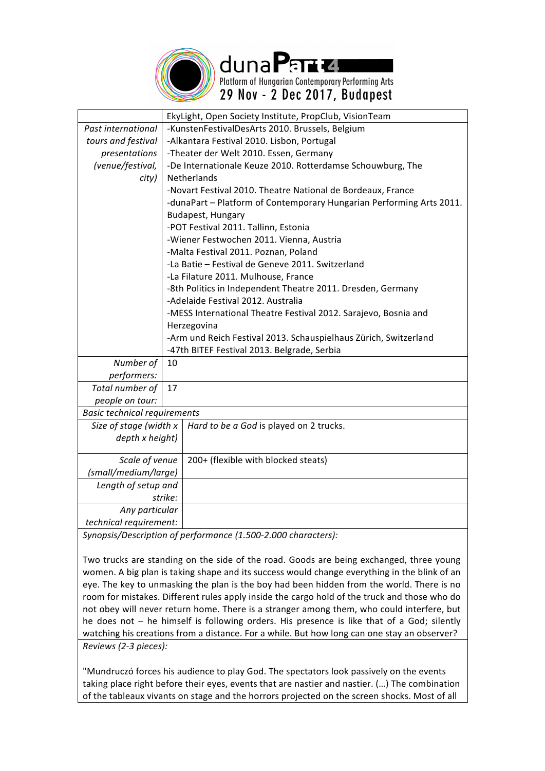| | EkyLight, Open Society Institute, PropClub, VisionTeam |
|---|---|
| *Past international tours and festival presentations (venue/festival, city)* | -KunstenFestivalDesArts 2010. Brussels, Belgium<br>-Alkantara Festival 2010. Lisbon, Portugal<br>-Theater der Welt 2010. Essen, Germany<br>-De Internationale Keuze 2010. Rotterdamse Schouwburg, The Netherlands<br>-Novart Festival 2010. Theatre National de Bordeaux, France<br>-dunaPart – Platform of Contemporary Hungarian Performing Arts 2011. Budapest, Hungary<br>-POT Festival 2011. Tallinn, Estonia<br>-Wiener Festwochen 2011. Vienna, Austria<br>-Malta Festival 2011. Poznan, Poland<br>-La Batie – Festival de Geneve 2011. Switzerland<br>-La Filature 2011. Mulhouse, France<br>-8th Politics in Independent Theatre 2011. Dresden, Germany<br>-Adelaide Festival 2012. Australia<br>-MESS International Theatre Festival 2012. Sarajevo, Bosnia and Herzegovina<br>-Arm und Reich Festival 2013. Schauspielhaus Zürich, Switzerland<br>-47th BITEF Festival 2013. Belgrade, Serbia |
| *Number of performers:* | 10 |
| *Total number of people on tour:* | 17 |
| *Basic technical requirements* | |
| *Size of stage (width x depth x height)* | *Hard to be a God* is played on 2 trucks. |
| *Scale of venue (small/medium/large)* | 200+ (flexible with blocked steats) |
| *Length of setup and strike:* | |
| *Any particular technical requirement:* | |

*Synopsis/Description of performance (1.500-2.000 characters):*

Two trucks are standing on the side of the road. Goods are being exchanged, three young women. A big plan is taking shape and its success would change everything in the blink of an eye. The key to unmasking the plan is the boy had been hidden from the world. There is no room for mistakes. Different rules apply inside the cargo hold of the truck and those who do not obey will never return home. There is a stranger among them, who could interfere, but he does not – he himself is following orders. His presence is like that of a God; silently watching his creations from a distance. For a while. But how long can one stay an observer?

*Reviews (2-3 pieces):*

"Mundruczó forces his audience to play God. The spectators look passively on the events taking place right before their eyes, events that are nastier and nastier. (…) The combination of the tableaux vivants on stage and the horrors projected on the screen shocks. Most of all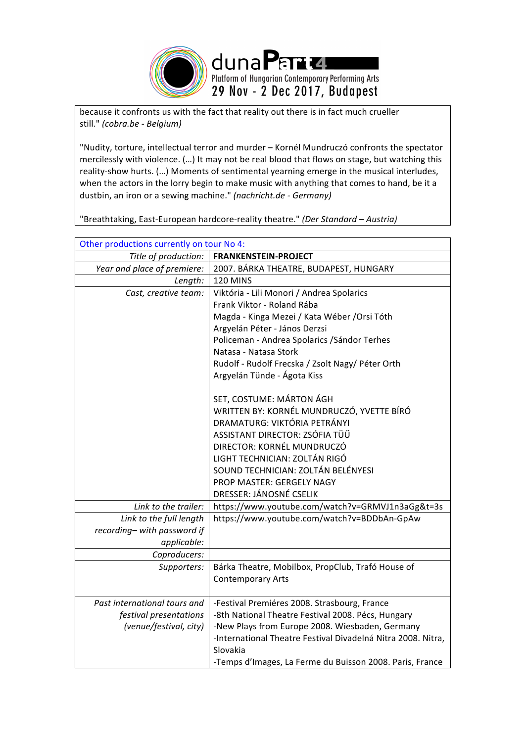because it confronts us with the fact that reality out there is in fact much crueller still." *(cobra.be - Belgium)*

"Nudity, torture, intellectual terror and murder – Kornél Mundruczó confronts the spectator mercilessly with violence. (…) It may not be real blood that flows on stage, but watching this reality-show hurts. (…) Moments of sentimental yearning emerge in the musical interludes, when the actors in the lorry begin to make music with anything that comes to hand, be it a dustbin, an iron or a sewing machine." *(nachricht.de - Germany)*

"Breathtaking, East-European hardcore-reality theatre." *(Der Standard – Austria)*

| Other productions currently on tour No 4: | |
|---|---|
| *Title of production:* | **FRANKENSTEIN-PROJECT** |
| *Year and place of premiere:* | 2007. BÁRKA THEATRE, BUDAPEST, HUNGARY |
| *Length:* | 120 MINS |
| *Cast, creative team:* | Viktória - Lili Monori / Andrea Spolarics<br>Frank Viktor - Roland Rába<br>Magda - Kinga Mezei / Kata Wéber /Orsi Tóth<br>Argyelán Péter - János Derzsi<br>Policeman - Andrea Spolarics /Sándor Terhes<br>Natasa - Natasa Stork<br>Rudolf - Rudolf Frecska / Zsolt Nagy/ Péter Orth<br>Argyelán Tünde - Ágota Kiss<br><br>SET, COSTUME: MÁRTON ÁGH<br>WRITTEN BY: KORNÉL MUNDRUCZÓ, YVETTE BÍRÓ<br>DRAMATURG: VIKTÓRIA PETRÁNYI<br>ASSISTANT DIRECTOR: ZSÓFIA TÜŰ<br>DIRECTOR: KORNÉL MUNDRUCZÓ<br>LIGHT TECHNICIAN: ZOLTÁN RIGÓ<br>SOUND TECHNICIAN: ZOLTÁN BELÉNYESI<br>PROP MASTER: GERGELY NAGY<br>DRESSER: JÁNOSNÉ CSELIK |
| *Link to the trailer:* | https://www.youtube.com/watch?v=GRMVJ1n3aGg&t=3s |
| *Link to the full length recording– with password if applicable:* | https://www.youtube.com/watch?v=BDDbAn-GpAw |
| *Coproducers:* | |
| *Supporters:* | Bárka Theatre, Mobilbox, PropClub, Trafó House of Contemporary Arts |
| *Past international tours and festival presentations (venue/festival, city)* | -Festival Premiéres 2008. Strasbourg, France<br>-8th National Theatre Festival 2008. Pécs, Hungary<br>-New Plays from Europe 2008. Wiesbaden, Germany<br>-International Theatre Festival Divadelná Nitra 2008. Nitra, Slovakia<br>-Temps d'Images, La Ferme du Buisson 2008. Paris, France |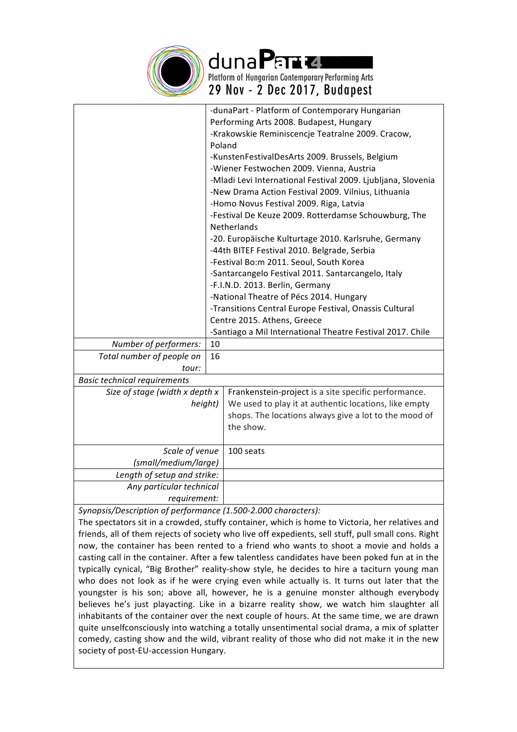| | |
|---|---|
| | -dunaPart - Platform of Contemporary Hungarian Performing Arts 2008. Budapest, Hungary<br>-Krakowskie Reminiscencje Teatralne 2009. Cracow, Poland<br>-KunstenFestivalDesArts 2009. Brussels, Belgium<br>-Wiener Festwochen 2009. Vienna, Austria<br>-Mladi Levi International Festival 2009. Ljubljana, Slovenia<br>-New Drama Action Festival 2009. Vilnius, Lithuania<br>-Homo Novus Festival 2009. Riga, Latvia<br>-Festival De Keuze 2009. Rotterdamse Schouwburg, The Netherlands<br>-20. Europäische Kulturtage 2010. Karlsruhe, Germany<br>-44th BITEF Festival 2010. Belgrade, Serbia<br>-Festival Bo:m 2011. Seoul, South Korea<br>-Santarcangelo Festival 2011. Santarcangelo, Italy<br>-F.I.N.D. 2013. Berlin, Germany<br>-National Theatre of Pécs 2014. Hungary<br>-Transitions Central Europe Festival, Onassis Cultural Centre 2015. Athens, Greece<br>-Santiago a Mil International Theatre Festival 2017. Chile |
| *Number of performers:* | 10 |
| *Total number of people on tour:* | 16 |

*Basic technical requirements*

| | |
|---|---|
| *Size of stage (width x depth x height)* | Frankenstein-project is a site specific performance. We used to play it at authentic locations, like empty shops. The locations always give a lot to the mood of the show. |
| *Scale of venue (small/medium/large)* | 100 seats |
| *Length of setup and strike:* | |
| *Any particular technical requirement:* | |

*Synopsis/Description of performance (1.500-2.000 characters):*

The spectators sit in a crowded, stuffy container, which is home to Victoria, her relatives and friends, all of them rejects of society who live off expedients, sell stuff, pull small cons. Right now, the container has been rented to a friend who wants to shoot a movie and holds a casting call in the container. After a few talentless candidates have been poked fun at in the typically cynical, "Big Brother" reality-show style, he decides to hire a taciturn young man who does not look as if he were crying even while actually is. It turns out later that the youngster is his son; above all, however, he is a genuine monster although everybody believes he's just playacting. Like in a bizarre reality show, we watch him slaughter all inhabitants of the container over the next couple of hours. At the same time, we are drawn quite unselfconsciously into watching a totally unsentimental social drama, a mix of splatter comedy, casting show and the wild, vibrant reality of those who did not make it in the new society of post-EU-accession Hungary.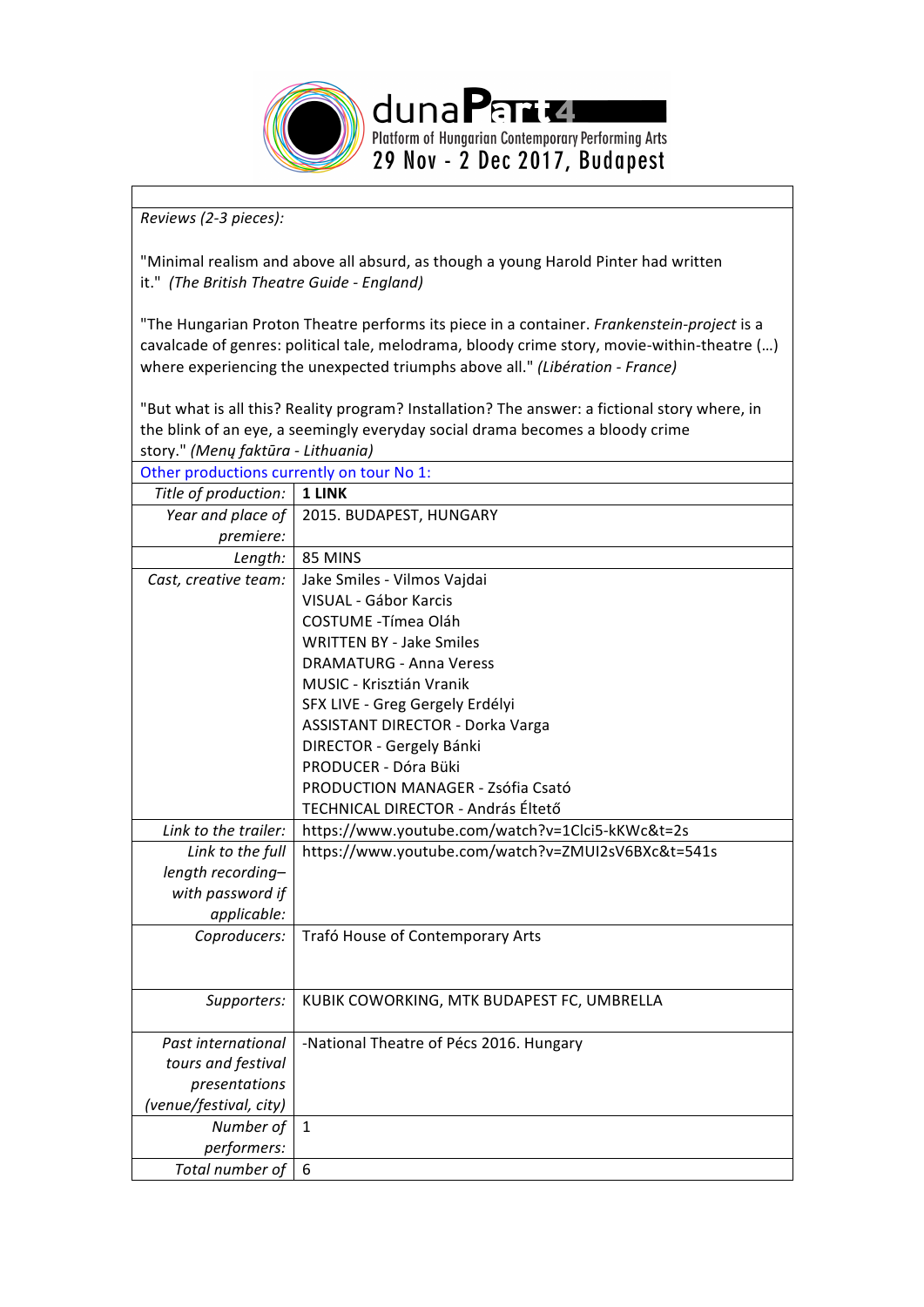duna**Part**4
Platform of Hungarian Contemporary Performing Arts
29 Nov - 2 Dec 2017, Budapest

| | |
|---|---|
| *Reviews (2-3 pieces):*<br><br>"Minimal realism and above all absurd, as though a young Harold Pinter had written it." *(The British Theatre Guide - England)*<br><br>"The Hungarian Proton Theatre performs its piece in a container. *Frankenstein-project* is a cavalcade of genres: political tale, melodrama, bloody crime story, movie-within-theatre (…) where experiencing the unexpected triumphs above all." *(Libération - France)*<br><br>"But what is all this? Reality program? Installation? The answer: a fictional story where, in the blink of an eye, a seemingly everyday social drama becomes a bloody crime story." *(Menų faktūra - Lithuania)* | |
| Other productions currently on tour No 1: | |
| *Title of production:* | **1 LINK** |
| *Year and place of premiere:* | 2015. BUDAPEST, HUNGARY |
| *Length:* | 85 MINS |
| *Cast, creative team:* | Jake Smiles - Vilmos Vajdai<br>VISUAL - Gábor Karcis<br>COSTUME -Tímea Oláh<br>WRITTEN BY - Jake Smiles<br>DRAMATURG - Anna Veress<br>MUSIC - Krisztián Vranik<br>SFX LIVE - Greg Gergely Erdélyi<br>ASSISTANT DIRECTOR - Dorka Varga<br>DIRECTOR - Gergely Bánki<br>PRODUCER - Dóra Büki<br>PRODUCTION MANAGER - Zsófia Csató<br>TECHNICAL DIRECTOR - András Éltető |
| *Link to the trailer:* | https://www.youtube.com/watch?v=1Clci5-kKWc&t=2s |
| *Link to the full length recording– with password if applicable:* | https://www.youtube.com/watch?v=ZMUI2sV6BXc&t=541s |
| *Coproducers:* | Trafó House of Contemporary Arts |
| *Supporters:* | KUBIK COWORKING, MTK BUDAPEST FC, UMBRELLA |
| *Past international tours and festival presentations (venue/festival, city)* | -National Theatre of Pécs 2016. Hungary |
| *Number of performers:* | 1 |
| *Total number of* | 6 |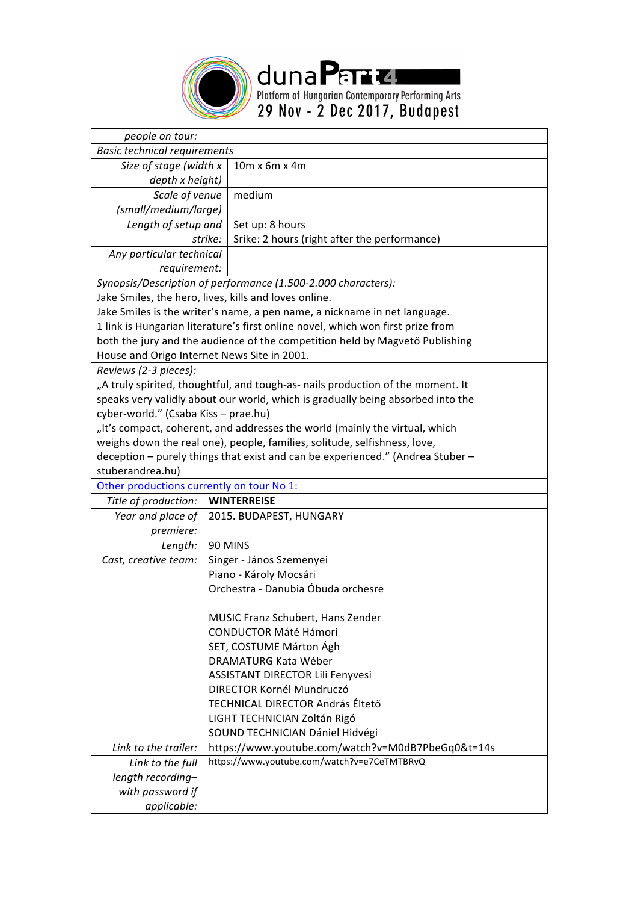| | |
|---|---|
| *people on tour:* | |
| *Basic technical requirements* | |
| *Size of stage (width x depth x height)* | 10m x 6m x 4m |
| *Scale of venue (small/medium/large)* | medium |
| *Length of setup and strike:* | Set up: 8 hours<br>Srike: 2 hours (right after the performance) |
| *Any particular technical requirement:* | |

*Synopsis/Description of performance (1.500-2.000 characters):*

Jake Smiles, the hero, lives, kills and loves online.
Jake Smiles is the writer's name, a pen name, a nickname in net language.
1 link is Hungarian literature's first online novel, which won first prize from both the jury and the audience of the competition held by Magvető Publishing House and Origo Internet News Site in 2001.

*Reviews (2-3 pieces):*

„A truly spirited, thoughtful, and tough-as- nails production of the moment. It speaks very validly about our world, which is gradually being absorbed into the cyber-world." (Csaba Kiss – prae.hu)

„It's compact, coherent, and addresses the world (mainly the virtual, which weighs down the real one), people, families, solitude, selfishness, love, deception – purely things that exist and can be experienced." (Andrea Stuber – stuberandrea.hu)

Other productions currently on tour No 1:

| | |
|---|---|
| *Title of production:* | **WINTERREISE** |
| *Year and place of premiere:* | 2015. BUDAPEST, HUNGARY |
| *Length:* | 90 MINS |
| *Cast, creative team:* | Singer - János Szemenyei<br>Piano - Károly Mocsári<br>Orchestra - Danubia Óbuda orchesre<br><br>MUSIC Franz Schubert, Hans Zender<br>CONDUCTOR Máté Hámori<br>SET, COSTUME Márton Ágh<br>DRAMATURG Kata Wéber<br>ASSISTANT DIRECTOR Lili Fenyvesi<br>DIRECTOR Kornél Mundruczó<br>TECHNICAL DIRECTOR András Éltető<br>LIGHT TECHNICIAN Zoltán Rigó<br>SOUND TECHNICIAN Dániel Hidvégi |
| *Link to the trailer:* | https://www.youtube.com/watch?v=M0dB7PbeGq0&t=14s |
| *Link to the full length recording– with password if applicable:* | https://www.youtube.com/watch?v=e7CeTMTBRvQ |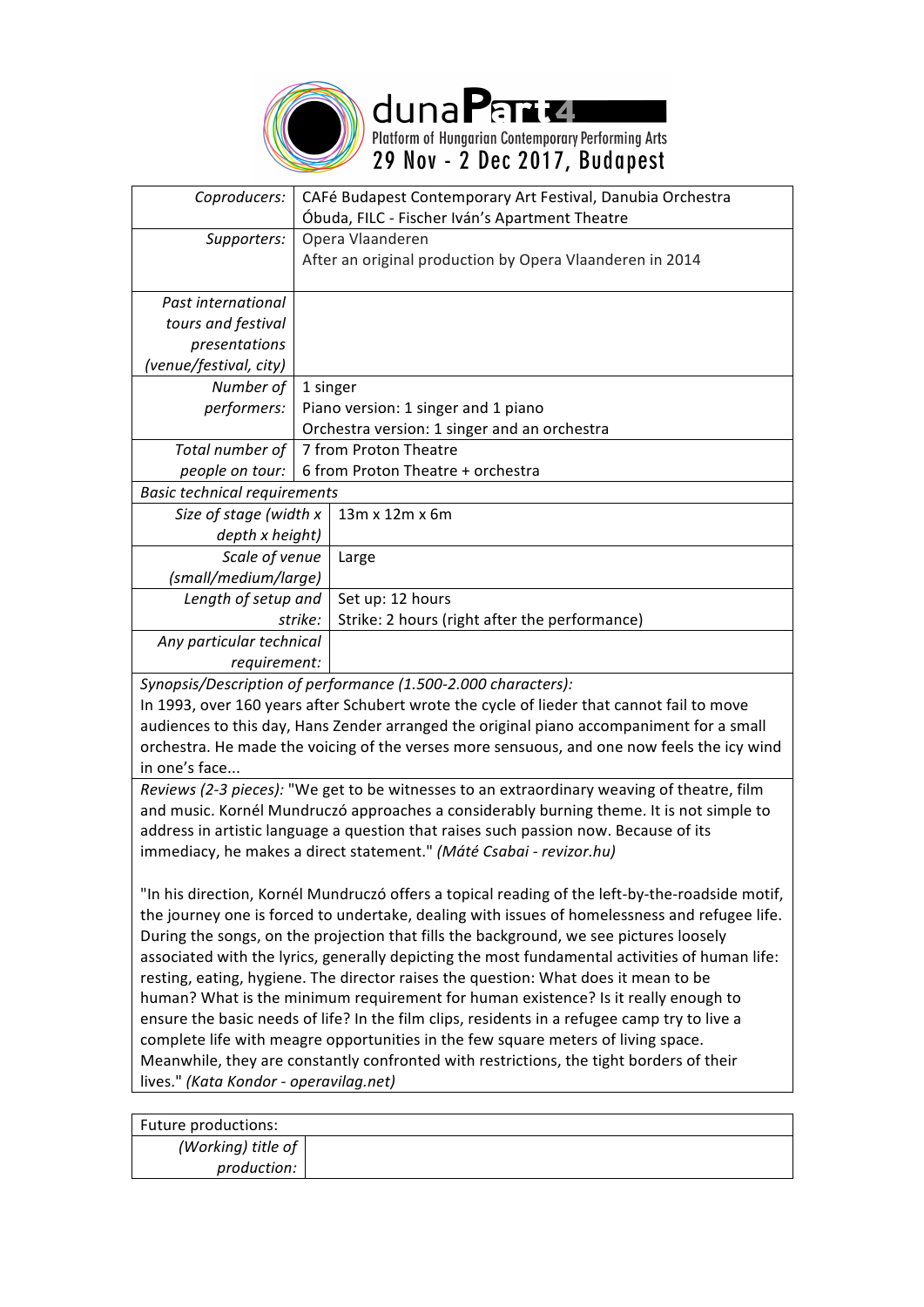duna**Part**4
Platform of Hungarian Contemporary Performing Arts
29 Nov - 2 Dec 2017, Budapest

| | |
|---|---|
| *Coproducers:* | CAFé Budapest Contemporary Art Festival, Danubia Orchestra Óbuda, FILC - Fischer Iván's Apartment Theatre |
| *Supporters:* | Opera Vlaanderen<br>After an original production by Opera Vlaanderen in 2014 |
| *Past international tours and festival presentations (venue/festival, city)* | |
| *Number of performers:* | 1 singer<br>Piano version: 1 singer and 1 piano<br>Orchestra version: 1 singer and an orchestra |
| *Total number of people on tour:* | 7 from Proton Theatre<br>6 from Proton Theatre + orchestra |
| *Basic technical requirements* | |
| *Size of stage (width x depth x height)* | 13m x 12m x 6m |
| *Scale of venue (small/medium/large)* | Large |
| *Length of setup and strike:* | Set up: 12 hours<br>Strike: 2 hours (right after the performance) |
| *Any particular technical requirement:* | |

*Synopsis/Description of performance (1.500-2.000 characters):*
In 1993, over 160 years after Schubert wrote the cycle of lieder that cannot fail to move audiences to this day, Hans Zender arranged the original piano accompaniment for a small orchestra. He made the voicing of the verses more sensuous, and one now feels the icy wind in one's face...

*Reviews (2-3 pieces):* "We get to be witnesses to an extraordinary weaving of theatre, film and music. Kornél Mundruczó approaches a considerably burning theme. It is not simple to address in artistic language a question that raises such passion now. Because of its immediacy, he makes a direct statement." *(Máté Csabai - revizor.hu)*

"In his direction, Kornél Mundruczó offers a topical reading of the left-by-the-roadside motif, the journey one is forced to undertake, dealing with issues of homelessness and refugee life. During the songs, on the projection that fills the background, we see pictures loosely associated with the lyrics, generally depicting the most fundamental activities of human life: resting, eating, hygiene. The director raises the question: What does it mean to be human? What is the minimum requirement for human existence? Is it really enough to ensure the basic needs of life? In the film clips, residents in a refugee camp try to live a complete life with meagre opportunities in the few square meters of living space. Meanwhile, they are constantly confronted with restrictions, the tight borders of their lives." *(Kata Kondor - operavilag.net)*

| Future productions: | |
|---|---|
| *(Working) title of production:* | |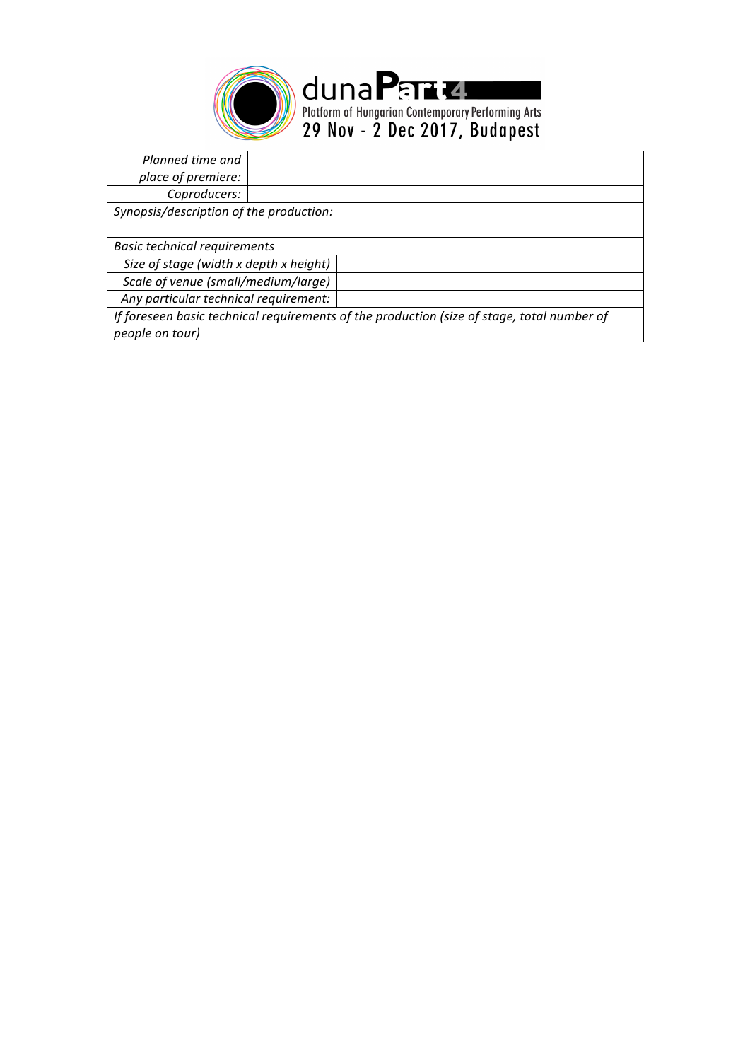duna**Part**4

Platform of Hungarian Contemporary Performing Arts

29 Nov - 2 Dec 2017, Budapest

| | |
|---|---|
| *Planned time and place of premiere:* | |
| *Coproducers:* | |
| *Synopsis/description of the production:* | |
| *Basic technical requirements* | |
| *Size of stage (width x depth x height)* | |
| *Scale of venue (small/medium/large)* | |
| *Any particular technical requirement:* | |
| *If foreseen basic technical requirements of the production (size of stage, total number of people on tour)* | |